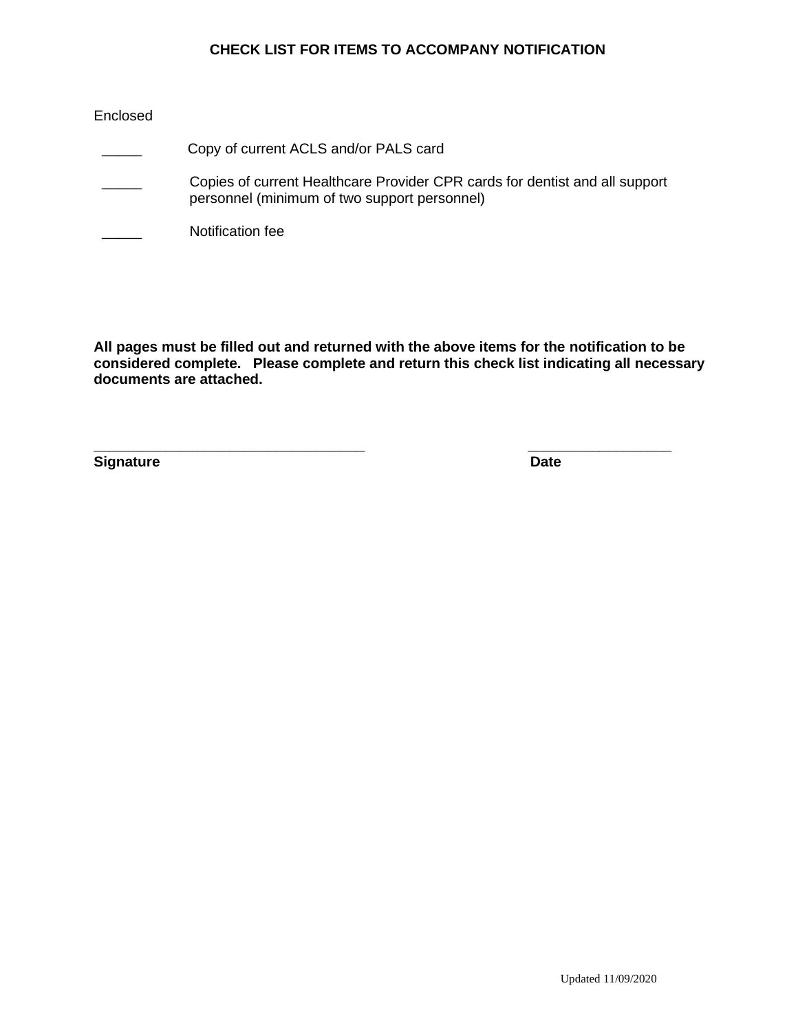## CHECK LIST FOR ITEMS TO ACCOMPANY NOTIFICATION

Enclosed

_____ Copy of current ACLS and/or PALS card

_____ Copies of current Healthcare Provider CPR cards for dentist and all support personnel (minimum of two support personnel)

_____ Notification fee

**All pages must be filled out and returned with the above items for the notification to be considered complete. Please complete and return this check list indicating all necessary documents are attached.**

___________________________________ __________________

**Signature** **Date**

Updated 11/09/2020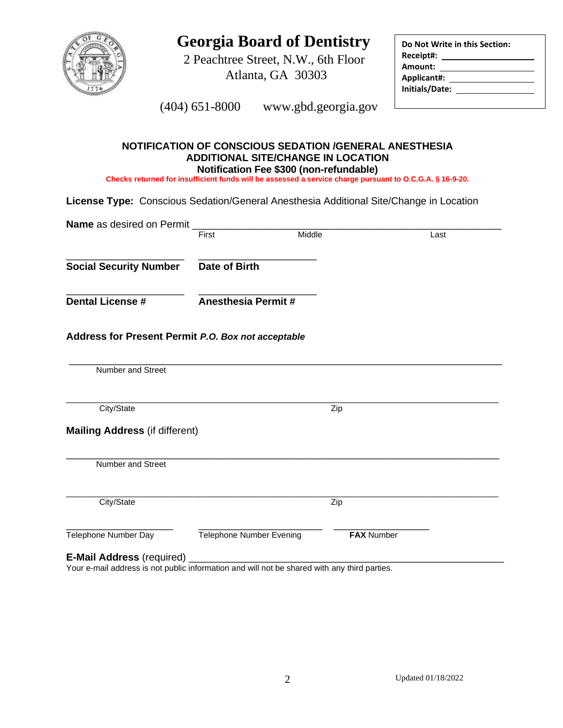# Georgia Board of Dentistry

2 Peachtree Street, N.W., 6th Floor
Atlanta, GA 30303

(404) 651-8000 www.gbd.georgia.gov

| **Do Not Write in this Section:** | |
|---|---|
| **Receipt#:** | ______________ |
| **Amount:** | ______________ |
| **Applicant#:** | ______________ |
| **Initials/Date:** | ______________ |

## NOTIFICATION OF CONSCIOUS SEDATION /GENERAL ANESTHESIA ADDITIONAL SITE/CHANGE IN LOCATION

**Notification Fee $300 (non-refundable)**

**Checks returned for insufficient funds will be assessed a service charge pursuant to O.C.G.A. § 16-9-20.**

**License Type:** Conscious Sedation/General Anesthesia Additional Site/Change in Location

**Name** as desired on Permit ______________________________________________
First Middle Last

______________________ ______________________
**Social Security Number** **Date of Birth**

______________________ ______________________
**Dental License #** **Anesthesia Permit #**

**Address for Present Permit** ***P.O. Box not acceptable***

______________________________________________________________________
Number and Street

______________________________________________________________________
City/State Zip

**Mailing Address** (if different)

______________________________________________________________________
Number and Street

______________________________________________________________________
City/State Zip

______________________ ______________________ ______________________
Telephone Number Day Telephone Number Evening **FAX** Number

**E-Mail Address** (required) ______________________________________________

Your e-mail address is not public information and will not be shared with any third parties.

Updated 01/18/2022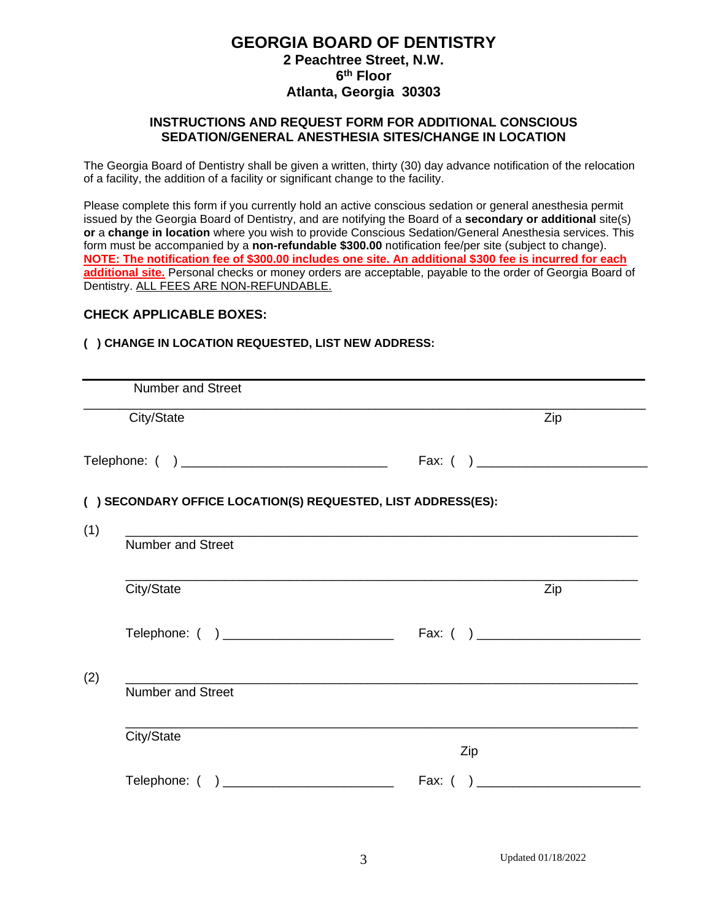# GEORGIA BOARD OF DENTISTRY

**2 Peachtree Street, N.W.**
**6th Floor**
**Atlanta, Georgia 30303**

## INSTRUCTIONS AND REQUEST FORM FOR ADDITIONAL CONSCIOUS SEDATION/GENERAL ANESTHESIA SITES/CHANGE IN LOCATION

The Georgia Board of Dentistry shall be given a written, thirty (30) day advance notification of the relocation of a facility, the addition of a facility or significant change to the facility.

Please complete this form if you currently hold an active conscious sedation or general anesthesia permit issued by the Georgia Board of Dentistry, and are notifying the Board of a **secondary or additional** site(s) **or** a **change in location** where you wish to provide Conscious Sedation/General Anesthesia services. This form must be accompanied by a **non-refundable $300.00** notification fee/per site (subject to change). **NOTE: The notification fee of $300.00 includes one site. An additional $300 fee is incurred for each additional site.** Personal checks or money orders are acceptable, payable to the order of Georgia Board of Dentistry. ALL FEES ARE NON-REFUNDABLE.

**CHECK APPLICABLE BOXES:**

**( ) CHANGE IN LOCATION REQUESTED, LIST NEW ADDRESS:**

_______________________________________________
Number and Street

_______________________________________________
City/State Zip

Telephone: ( ) ____________________________ Fax: ( ) ______________________

**( ) SECONDARY OFFICE LOCATION(S) REQUESTED, LIST ADDRESS(ES):**

(1) _______________________________________________
Number and Street

_______________________________________________
City/State Zip

Telephone: ( ) ________________________ Fax: ( ) ______________________

(2) _______________________________________________
Number and Street

_______________________________________________
City/State Zip

Telephone: ( ) ________________________ Fax: ( ) ______________________

Updated 01/18/2022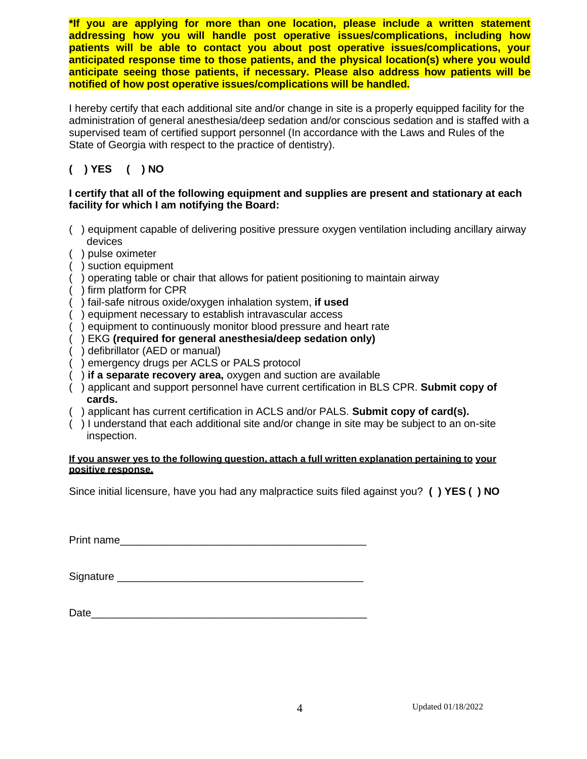**\*If you are applying for more than one location, please include a written statement addressing how you will handle post operative issues/complications, including how patients will be able to contact you about post operative issues/complications, your anticipated response time to those patients, and the physical location(s) where you would anticipate seeing those patients, if necessary. Please also address how patients will be notified of how post operative issues/complications will be handled.**

I hereby certify that each additional site and/or change in site is a properly equipped facility for the administration of general anesthesia/deep sedation and/or conscious sedation and is staffed with a supervised team of certified support personnel (In accordance with the Laws and Rules of the State of Georgia with respect to the practice of dentistry).

**( ) YES ( ) NO**

**I certify that all of the following equipment and supplies are present and stationary at each facility for which I am notifying the Board:**

( ) equipment capable of delivering positive pressure oxygen ventilation including ancillary airway devices
( ) pulse oximeter
( ) suction equipment
( ) operating table or chair that allows for patient positioning to maintain airway
( ) firm platform for CPR
( ) fail-safe nitrous oxide/oxygen inhalation system, **if used**
( ) equipment necessary to establish intravascular access
( ) equipment to continuously monitor blood pressure and heart rate
( ) EKG **(required for general anesthesia/deep sedation only)**
( ) defibrillator (AED or manual)
( ) emergency drugs per ACLS or PALS protocol
( ) **if a separate recovery area,** oxygen and suction are available
( ) applicant and support personnel have current certification in BLS CPR. **Submit copy of cards.**
( ) applicant has current certification in ACLS and/or PALS. **Submit copy of card(s).**
( ) I understand that each additional site and/or change in site may be subject to an on-site inspection.

**<u>If you answer yes to the following question, attach a full written explanation pertaining to your positive response.</u>**

Since initial licensure, have you had any malpractice suits filed against you? **( ) YES ( ) NO**

Print name\_\_\_\_\_\_\_\_\_\_\_\_\_\_\_\_\_\_\_\_\_\_\_\_\_\_\_\_\_\_\_\_\_\_\_\_\_\_\_\_\_\_

Signature \_\_\_\_\_\_\_\_\_\_\_\_\_\_\_\_\_\_\_\_\_\_\_\_\_\_\_\_\_\_\_\_\_\_\_\_\_\_\_\_\_\_

Date\_\_\_\_\_\_\_\_\_\_\_\_\_\_\_\_\_\_\_\_\_\_\_\_\_\_\_\_\_\_\_\_\_\_\_\_\_\_\_\_\_\_\_\_\_\_\_

Updated 01/18/2022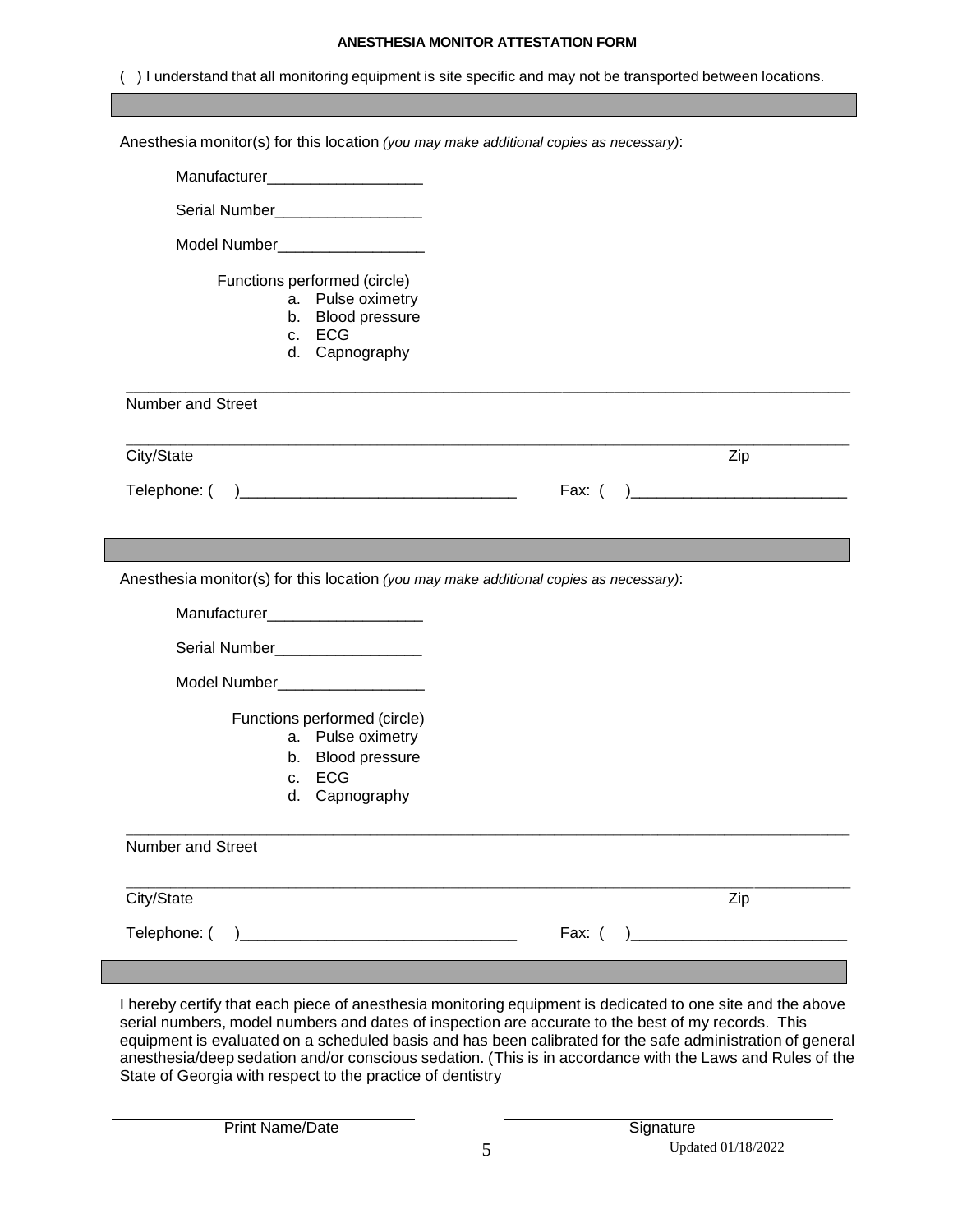**ANESTHESIA MONITOR ATTESTATION FORM**

( ) I understand that all monitoring equipment is site specific and may not be transported between locations.

---

Anesthesia monitor(s) for this location *(you may make additional copies as necessary)*:

Manufacturer__________________

Serial Number_________________

Model Number_________________

Functions performed (circle)

a. Pulse oximetry
b. Blood pressure
c. ECG
d. Capnography

_______________________________________________________________________________

Number and Street

_______________________________________________________________________________

City/State Zip

Telephone: ( )_______________________________ Fax: ( )________________________

---

Anesthesia monitor(s) for this location *(you may make additional copies as necessary)*:

Manufacturer__________________

Serial Number_________________

Model Number_________________

Functions performed (circle)

a. Pulse oximetry
b. Blood pressure
c. ECG
d. Capnography

_______________________________________________________________________________

Number and Street

_______________________________________________________________________________

City/State Zip

Telephone: ( )_______________________________ Fax: ( )________________________

---

I hereby certify that each piece of anesthesia monitoring equipment is dedicated to one site and the above serial numbers, model numbers and dates of inspection are accurate to the best of my records. This equipment is evaluated on a scheduled basis and has been calibrated for the safe administration of general anesthesia/deep sedation and/or conscious sedation. (This is in accordance with the Laws and Rules of the State of Georgia with respect to the practice of dentistry

_____________________________ _____________________________

Print Name/Date Signature

Updated 01/18/2022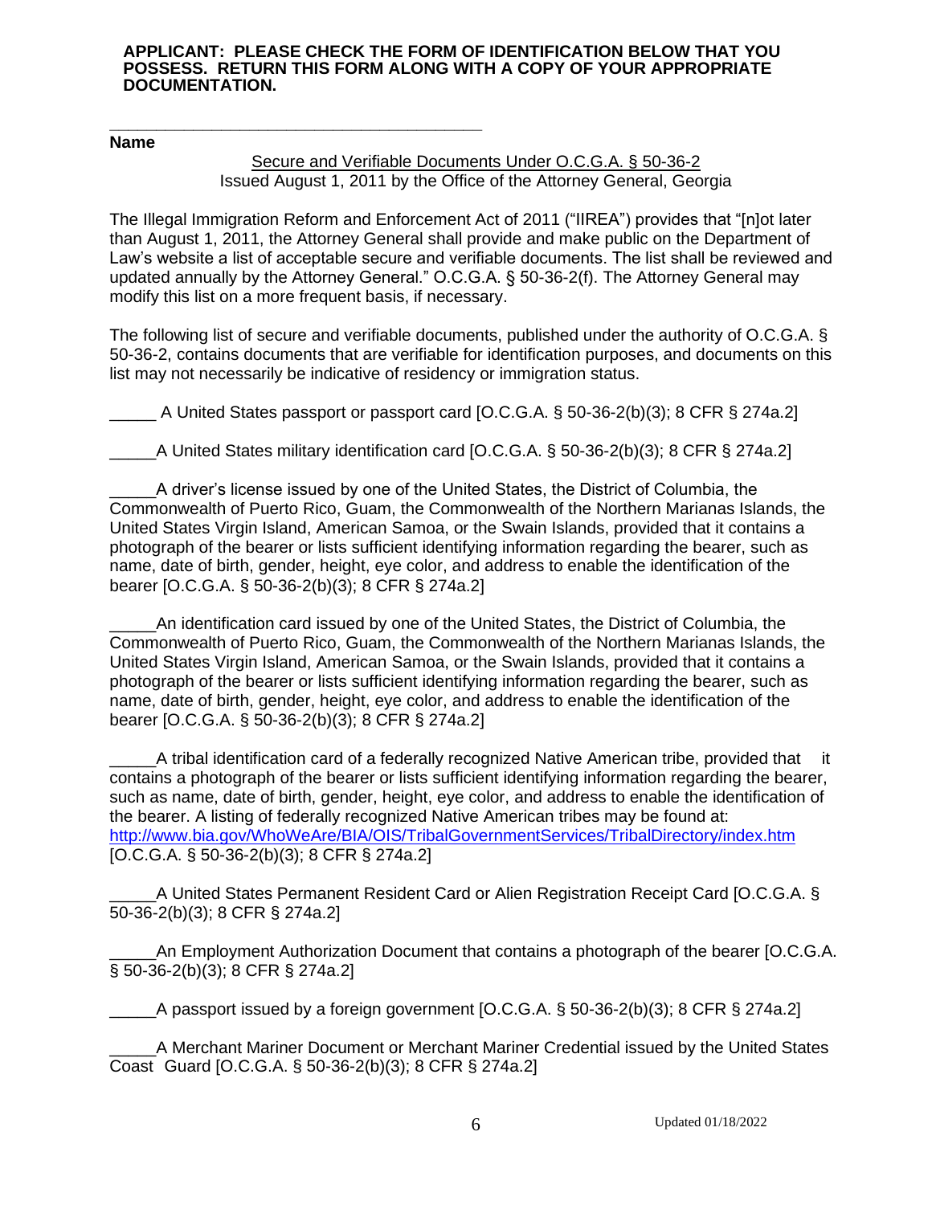**APPLICANT: PLEASE CHECK THE FORM OF IDENTIFICATION BELOW THAT YOU POSSESS. RETURN THIS FORM ALONG WITH A COPY OF YOUR APPROPRIATE DOCUMENTATION.**

\_\_\_\_\_\_\_\_\_\_\_\_\_\_\_\_\_\_\_\_\_\_\_\_\_\_\_\_\_\_\_\_\_\_\_\_\_\_\_\_\_\_

**Name**

<u>Secure and Verifiable Documents Under O.C.G.A. § 50-36-2</u>
Issued August 1, 2011 by the Office of the Attorney General, Georgia

The Illegal Immigration Reform and Enforcement Act of 2011 ("IIREA") provides that "[n]ot later than August 1, 2011, the Attorney General shall provide and make public on the Department of Law's website a list of acceptable secure and verifiable documents. The list shall be reviewed and updated annually by the Attorney General." O.C.G.A. § 50-36-2(f). The Attorney General may modify this list on a more frequent basis, if necessary.

The following list of secure and verifiable documents, published under the authority of O.C.G.A. § 50-36-2, contains documents that are verifiable for identification purposes, and documents on this list may not necessarily be indicative of residency or immigration status.

\_\_\_\_\_ A United States passport or passport card [O.C.G.A. § 50-36-2(b)(3); 8 CFR § 274a.2]

\_\_\_\_\_A United States military identification card [O.C.G.A. § 50-36-2(b)(3); 8 CFR § 274a.2]

\_\_\_\_\_A driver's license issued by one of the United States, the District of Columbia, the Commonwealth of Puerto Rico, Guam, the Commonwealth of the Northern Marianas Islands, the United States Virgin Island, American Samoa, or the Swain Islands, provided that it contains a photograph of the bearer or lists sufficient identifying information regarding the bearer, such as name, date of birth, gender, height, eye color, and address to enable the identification of the bearer [O.C.G.A. § 50-36-2(b)(3); 8 CFR § 274a.2]

\_\_\_\_\_An identification card issued by one of the United States, the District of Columbia, the Commonwealth of Puerto Rico, Guam, the Commonwealth of the Northern Marianas Islands, the United States Virgin Island, American Samoa, or the Swain Islands, provided that it contains a photograph of the bearer or lists sufficient identifying information regarding the bearer, such as name, date of birth, gender, height, eye color, and address to enable the identification of the bearer [O.C.G.A. § 50-36-2(b)(3); 8 CFR § 274a.2]

\_\_\_\_\_A tribal identification card of a federally recognized Native American tribe, provided that it contains a photograph of the bearer or lists sufficient identifying information regarding the bearer, such as name, date of birth, gender, height, eye color, and address to enable the identification of the bearer. A listing of federally recognized Native American tribes may be found at: http://www.bia.gov/WhoWeAre/BIA/OIS/TribalGovernmentServices/TribalDirectory/index.htm [O.C.G.A. § 50-36-2(b)(3); 8 CFR § 274a.2]

\_\_\_\_\_A United States Permanent Resident Card or Alien Registration Receipt Card [O.C.G.A. § 50-36-2(b)(3); 8 CFR § 274a.2]

\_\_\_\_\_An Employment Authorization Document that contains a photograph of the bearer [O.C.G.A. § 50-36-2(b)(3); 8 CFR § 274a.2]

\_\_\_\_\_A passport issued by a foreign government [O.C.G.A. § 50-36-2(b)(3); 8 CFR § 274a.2]

\_\_\_\_\_A Merchant Mariner Document or Merchant Mariner Credential issued by the United States Coast Guard [O.C.G.A. § 50-36-2(b)(3); 8 CFR § 274a.2]

Updated 01/18/2022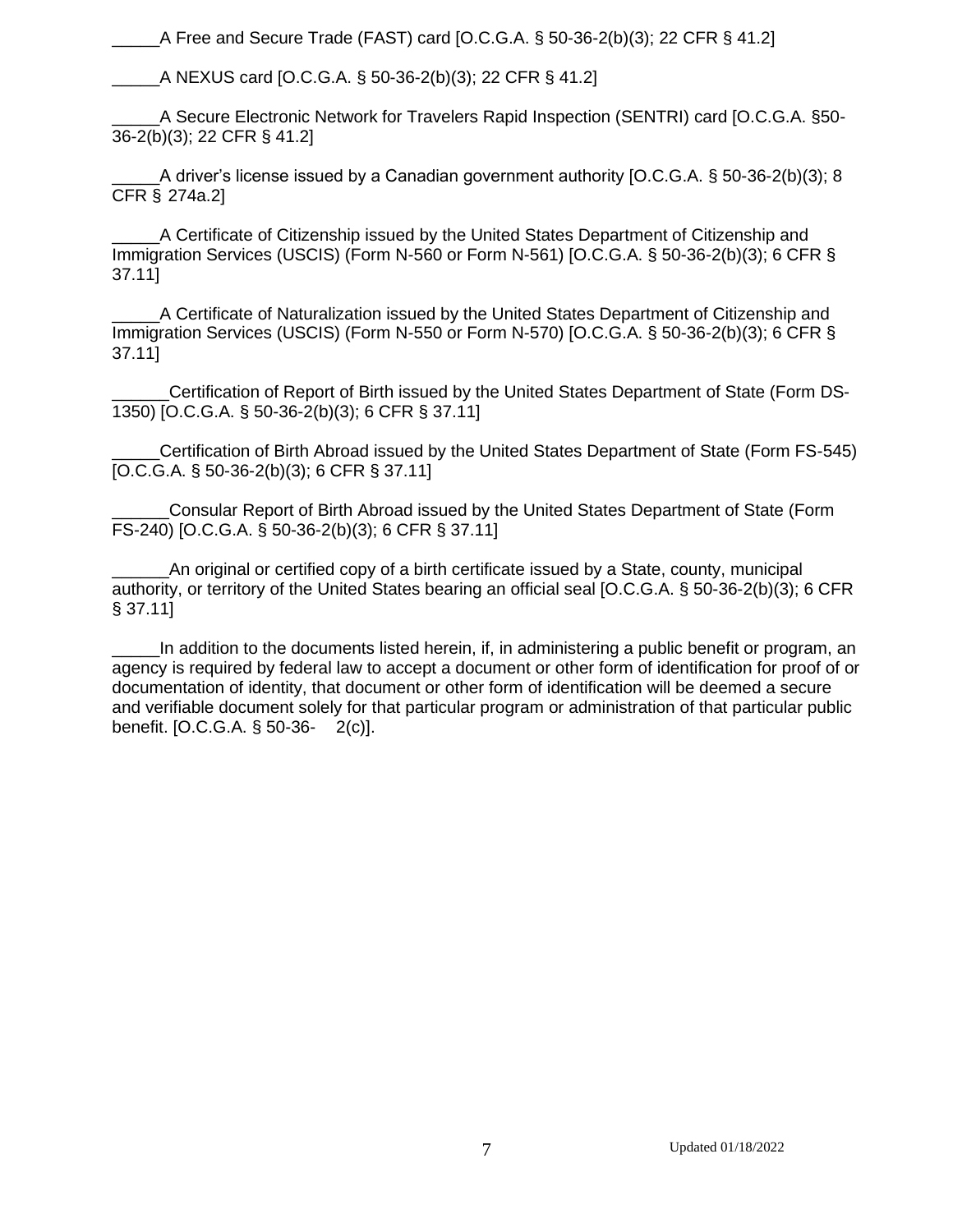_____A Free and Secure Trade (FAST) card [O.C.G.A. § 50-36-2(b)(3); 22 CFR § 41.2]

_____A NEXUS card [O.C.G.A. § 50-36-2(b)(3); 22 CFR § 41.2]

_____A Secure Electronic Network for Travelers Rapid Inspection (SENTRI) card [O.C.G.A. §50-36-2(b)(3); 22 CFR § 41.2]

_____A driver's license issued by a Canadian government authority [O.C.G.A. § 50-36-2(b)(3); 8 CFR § 274a.2]

_____A Certificate of Citizenship issued by the United States Department of Citizenship and Immigration Services (USCIS) (Form N-560 or Form N-561) [O.C.G.A. § 50-36-2(b)(3); 6 CFR § 37.11]

_____A Certificate of Naturalization issued by the United States Department of Citizenship and Immigration Services (USCIS) (Form N-550 or Form N-570) [O.C.G.A. § 50-36-2(b)(3); 6 CFR § 37.11]

______Certification of Report of Birth issued by the United States Department of State (Form DS-1350) [O.C.G.A. § 50-36-2(b)(3); 6 CFR § 37.11]

_____Certification of Birth Abroad issued by the United States Department of State (Form FS-545) [O.C.G.A. § 50-36-2(b)(3); 6 CFR § 37.11]

______Consular Report of Birth Abroad issued by the United States Department of State (Form FS-240) [O.C.G.A. § 50-36-2(b)(3); 6 CFR § 37.11]

______An original or certified copy of a birth certificate issued by a State, county, municipal authority, or territory of the United States bearing an official seal [O.C.G.A. § 50-36-2(b)(3); 6 CFR § 37.11]

_____In addition to the documents listed herein, if, in administering a public benefit or program, an agency is required by federal law to accept a document or other form of identification for proof of or documentation of identity, that document or other form of identification will be deemed a secure and verifiable document solely for that particular program or administration of that particular public benefit. [O.C.G.A. § 50-36- 2(c)].

Updated 01/18/2022